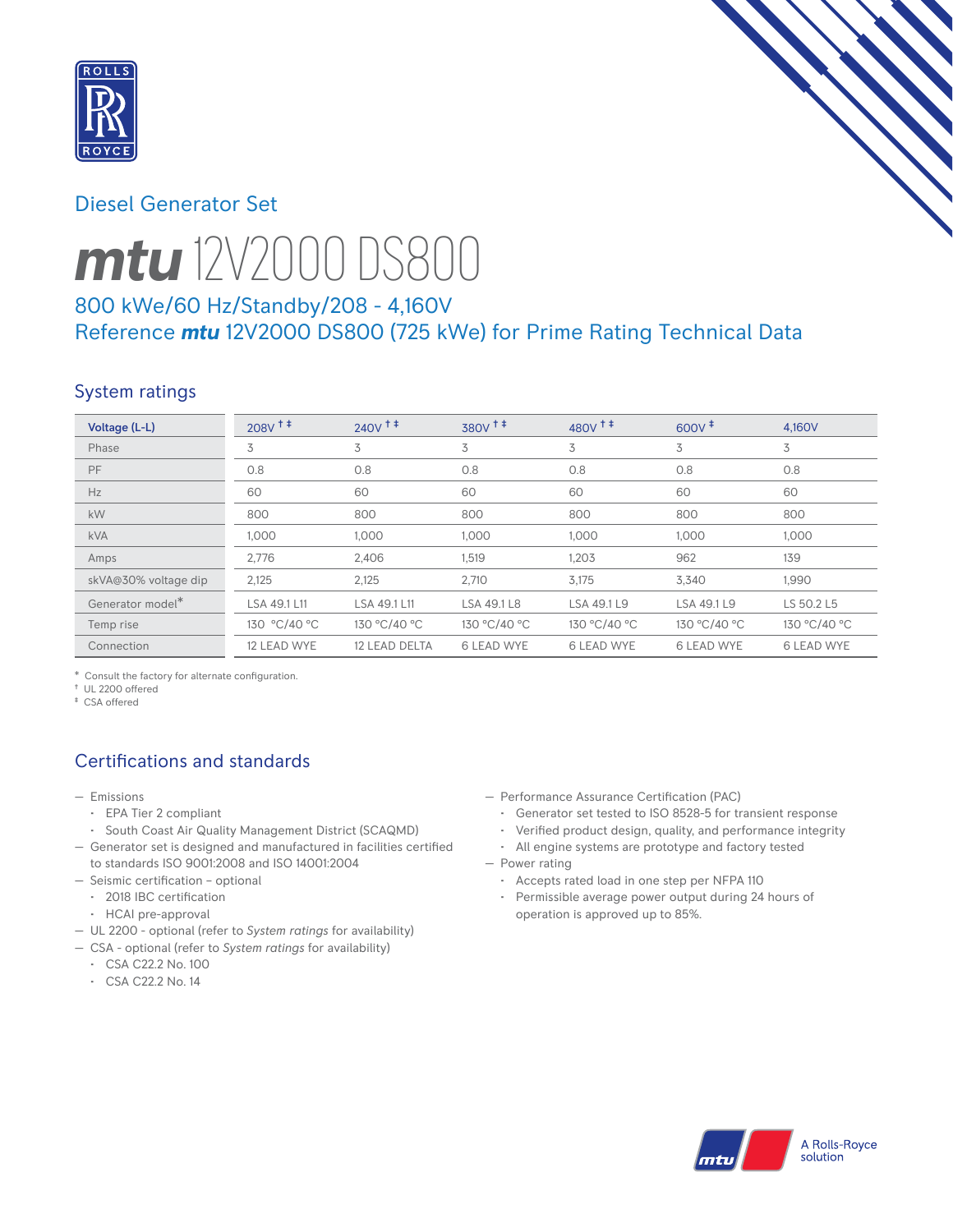Diesel Generator Set

# mtu 12V2000 DS800

## 800 kWe/60 Hz/Standby/208 - 4,160V
## Reference *mtu* 12V2000 DS800 (725 kWe) for Prime Rating Technical Data

## System ratings

| Voltage (L-L) | 208V † ‡ | 240V † ‡ | 380V † ‡ | 480V † ‡ | 600V ‡ | 4,160V |
|---|---|---|---|---|---|---|
| Phase | 3 | 3 | 3 | 3 | 3 | 3 |
| PF | 0.8 | 0.8 | 0.8 | 0.8 | 0.8 | 0.8 |
| Hz | 60 | 60 | 60 | 60 | 60 | 60 |
| kW | 800 | 800 | 800 | 800 | 800 | 800 |
| kVA | 1,000 | 1,000 | 1,000 | 1,000 | 1,000 | 1,000 |
| Amps | 2,776 | 2,406 | 1,519 | 1,203 | 962 | 139 |
| skVA@30% voltage dip | 2,125 | 2,125 | 2,710 | 3,175 | 3,340 | 1,990 |
| Generator model* | LSA 49.1 L11 | LSA 49.1 L11 | LSA 49.1 L8 | LSA 49.1 L9 | LSA 49.1 L9 | LS 50.2 L5 |
| Temp rise | 130 °C/40 °C | 130 °C/40 °C | 130 °C/40 °C | 130 °C/40 °C | 130 °C/40 °C | 130 °C/40 °C |
| Connection | 12 LEAD WYE | 12 LEAD DELTA | 6 LEAD WYE | 6 LEAD WYE | 6 LEAD WYE | 6 LEAD WYE |

\* Consult the factory for alternate configuration.
† UL 2200 offered
‡ CSA offered

## Certifications and standards

- Emissions
  - EPA Tier 2 compliant
  - South Coast Air Quality Management District (SCAQMD)
- Generator set is designed and manufactured in facilities certified to standards ISO 9001:2008 and ISO 14001:2004
- Seismic certification – optional
  - 2018 IBC certification
  - HCAI pre-approval
- UL 2200 - optional (refer to *System ratings* for availability)
- CSA - optional (refer to *System ratings* for availability)
  - CSA C22.2 No. 100
  - CSA C22.2 No. 14
- Performance Assurance Certification (PAC)
  - Generator set tested to ISO 8528-5 for transient response
  - Verified product design, quality, and performance integrity
  - All engine systems are prototype and factory tested
- Power rating
  - Accepts rated load in one step per NFPA 110
  - Permissible average power output during 24 hours of operation is approved up to 85%.

A Rolls-Royce solution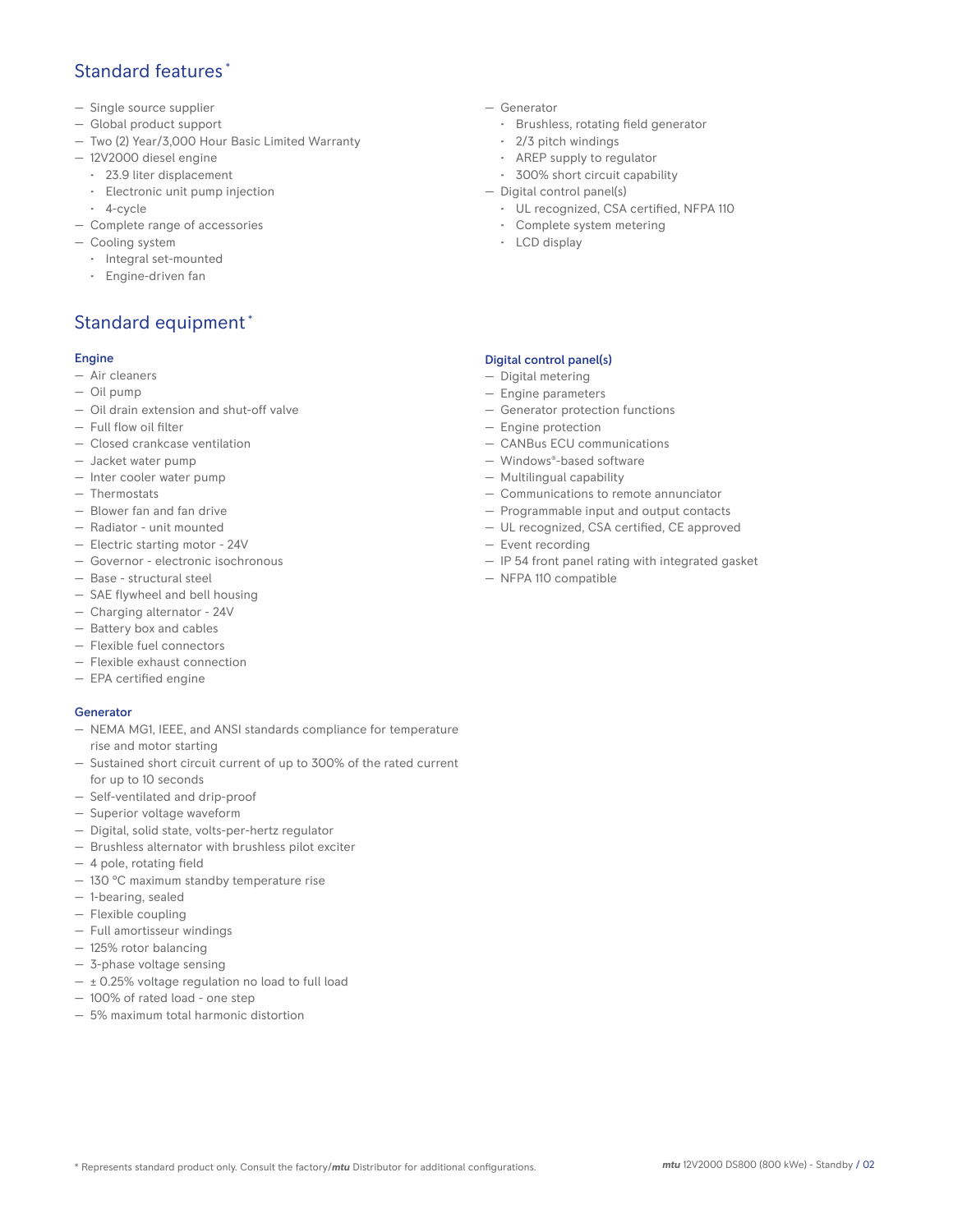## Standard features*

- Single source supplier
- Global product support
- Two (2) Year/3,000 Hour Basic Limited Warranty
- 12V2000 diesel engine
  - 23.9 liter displacement
  - Electronic unit pump injection
  - 4-cycle
- Complete range of accessories
- Cooling system
  - Integral set-mounted
  - Engine-driven fan
- Generator
  - Brushless, rotating field generator
  - 2/3 pitch windings
  - AREP supply to regulator
  - 300% short circuit capability
- Digital control panel(s)
  - UL recognized, CSA certified, NFPA 110
  - Complete system metering
  - LCD display

## Standard equipment*

### Engine

- Air cleaners
- Oil pump
- Oil drain extension and shut-off valve
- Full flow oil filter
- Closed crankcase ventilation
- Jacket water pump
- Inter cooler water pump
- Thermostats
- Blower fan and fan drive
- Radiator - unit mounted
- Electric starting motor - 24V
- Governor - electronic isochronous
- Base - structural steel
- SAE flywheel and bell housing
- Charging alternator - 24V
- Battery box and cables
- Flexible fuel connectors
- Flexible exhaust connection
- EPA certified engine

### Generator

- NEMA MG1, IEEE, and ANSI standards compliance for temperature rise and motor starting
- Sustained short circuit current of up to 300% of the rated current for up to 10 seconds
- Self-ventilated and drip-proof
- Superior voltage waveform
- Digital, solid state, volts-per-hertz regulator
- Brushless alternator with brushless pilot exciter
- 4 pole, rotating field
- 130 °C maximum standby temperature rise
- 1-bearing, sealed
- Flexible coupling
- Full amortisseur windings
- 125% rotor balancing
- 3-phase voltage sensing
- ± 0.25% voltage regulation no load to full load
- 100% of rated load - one step
- 5% maximum total harmonic distortion

### Digital control panel(s)

- Digital metering
- Engine parameters
- Generator protection functions
- Engine protection
- CANBus ECU communications
- Windows®-based software
- Multilingual capability
- Communications to remote annunciator
- Programmable input and output contacts
- UL recognized, CSA certified, CE approved
- Event recording
- IP 54 front panel rating with integrated gasket
- NFPA 110 compatible

\* Represents standard product only. Consult the factory/*mtu* Distributor for additional configurations.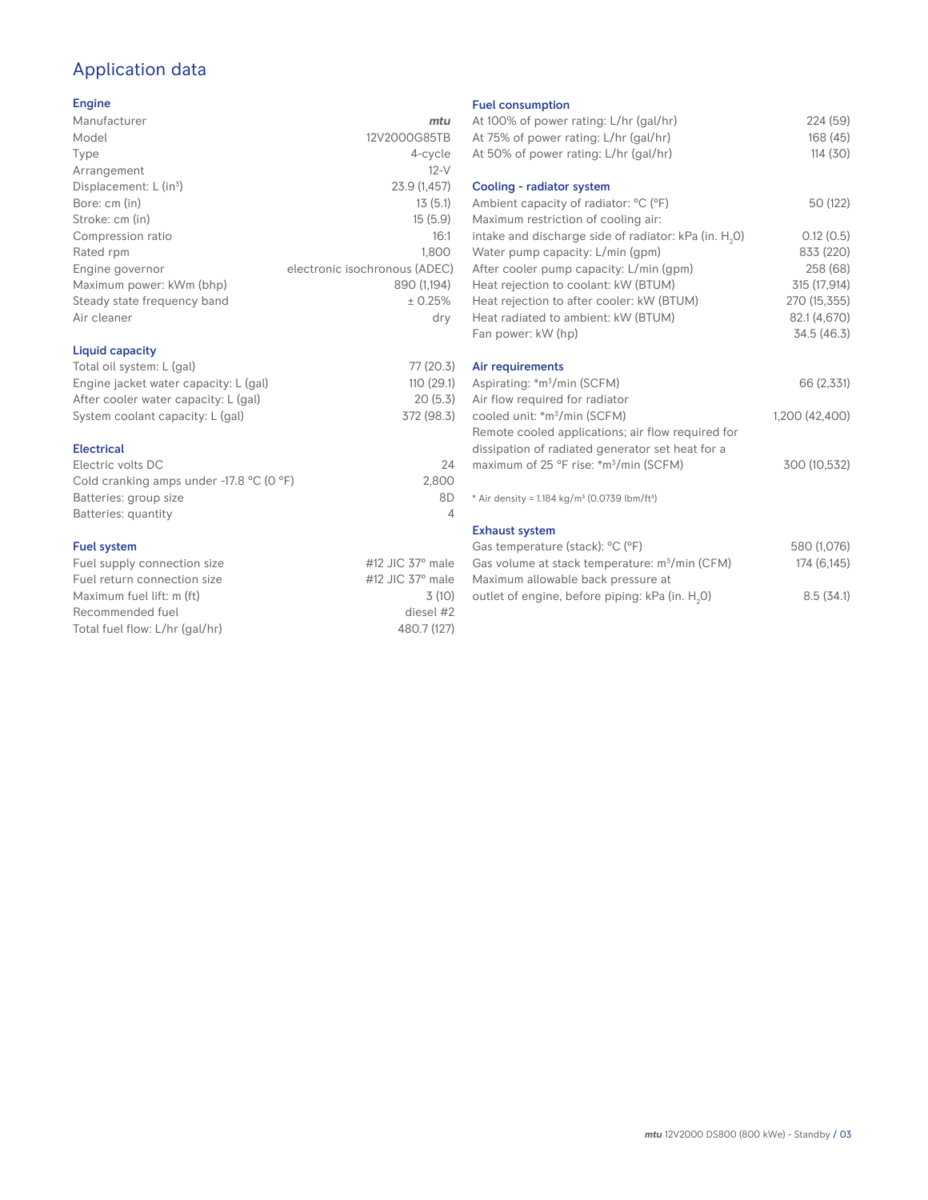# Application data

## Engine

| | |
|---|---|
| Manufacturer | *mtu* |
| Model | 12V2000G85TB |
| Type | 4-cycle |
| Arrangement | 12-V |
| Displacement: L ($in^3$) | 23.9 (1,457) |
| Bore: cm (in) | 13 (5.1) |
| Stroke: cm (in) | 15 (5.9) |
| Compression ratio | 16:1 |
| Rated rpm | 1,800 |
| Engine governor | electronic isochronous (ADEC) |
| Maximum power: kWm (bhp) | 890 (1,194) |
| Steady state frequency band | ± 0.25% |
| Air cleaner | dry |

## Liquid capacity

| | |
|---|---|
| Total oil system: L (gal) | 77 (20.3) |
| Engine jacket water capacity: L (gal) | 110 (29.1) |
| After cooler water capacity: L (gal) | 20 (5.3) |
| System coolant capacity: L (gal) | 372 (98.3) |

## Electrical

| | |
|---|---|
| Electric volts DC | 24 |
| Cold cranking amps under -17.8 °C (0 °F) | 2,800 |
| Batteries: group size | 8D |
| Batteries: quantity | 4 |

## Fuel system

| | |
|---|---|
| Fuel supply connection size | #12 JIC 37° male |
| Fuel return connection size | #12 JIC 37° male |
| Maximum fuel lift: m (ft) | 3 (10) |
| Recommended fuel | diesel #2 |
| Total fuel flow: L/hr (gal/hr) | 480.7 (127) |

## Fuel consumption

| | |
|---|---|
| At 100% of power rating: L/hr (gal/hr) | 224 (59) |
| At 75% of power rating: L/hr (gal/hr) | 168 (45) |
| At 50% of power rating: L/hr (gal/hr) | 114 (30) |

## Cooling - radiator system

| | |
|---|---|
| Ambient capacity of radiator: °C (°F) | 50 (122) |
| Maximum restriction of cooling air: intake and discharge side of radiator: kPa (in. $H_2O$) | 0.12 (0.5) |
| Water pump capacity: L/min (gpm) | 833 (220) |
| After cooler pump capacity: L/min (gpm) | 258 (68) |
| Heat rejection to coolant: kW (BTUM) | 315 (17,914) |
| Heat rejection to after cooler: kW (BTUM) | 270 (15,355) |
| Heat radiated to ambient: kW (BTUM) | 82.1 (4,670) |
| Fan power: kW (hp) | 34.5 (46.3) |

## Air requirements

| | |
|---|---|
| Aspirating: *$m^3$/min (SCFM) | 66 (2,331) |
| Air flow required for radiator cooled unit: *$m^3$/min (SCFM) | 1,200 (42,400) |
| Remote cooled applications; air flow required for dissipation of radiated generator set heat for a maximum of 25 °F rise: *$m^3$/min (SCFM) | 300 (10,532) |

* Air density = 1.184 kg/$m^3$ (0.0739 lbm/$ft^3$)

## Exhaust system

| | |
|---|---|
| Gas temperature (stack): °C (°F) | 580 (1,076) |
| Gas volume at stack temperature: $m^3$/min (CFM) | 174 (6,145) |
| Maximum allowable back pressure at outlet of engine, before piping: kPa (in. $H_2O$) | 8.5 (34.1) |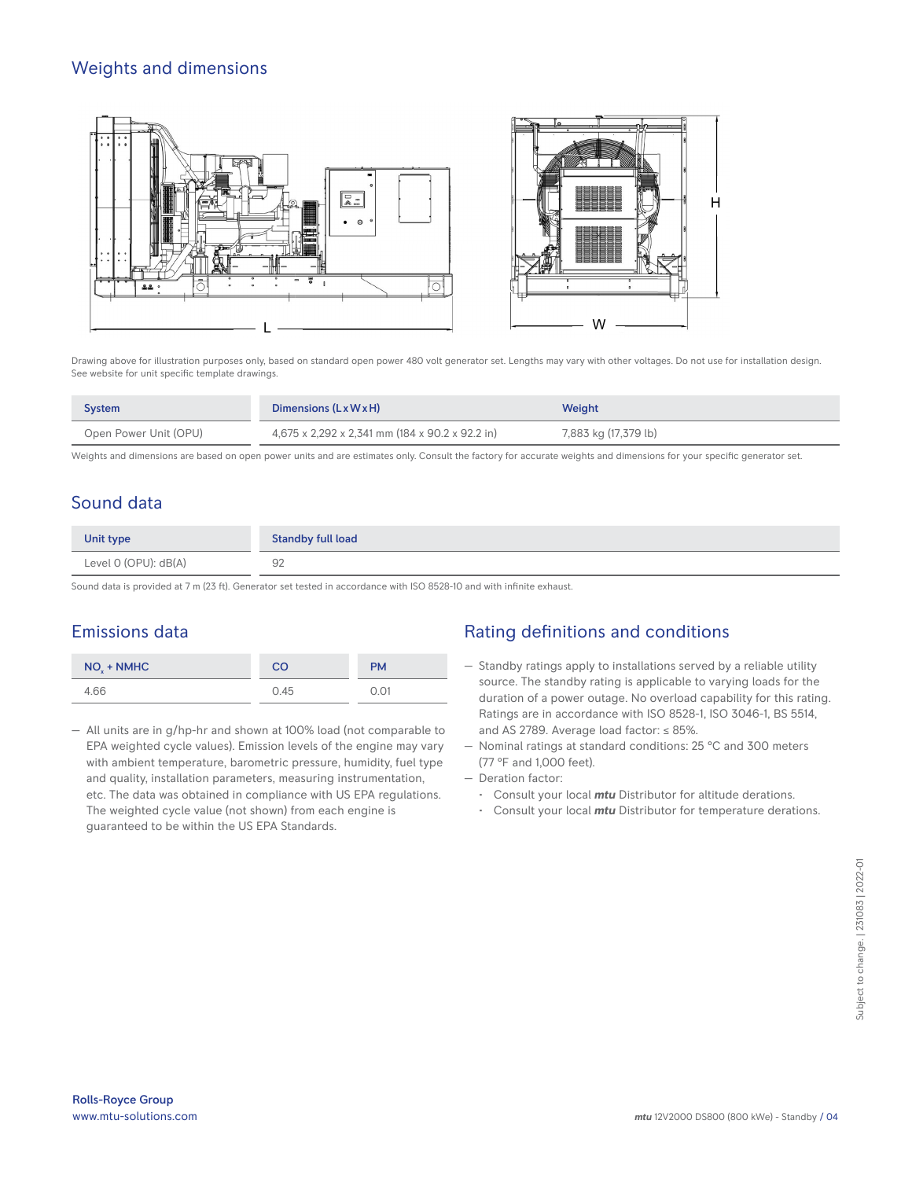## Weights and dimensions

L

W

H

Drawing above for illustration purposes only, based on standard open power 480 volt generator set. Lengths may vary with other voltages. Do not use for installation design. See website for unit specific template drawings.

| System | Dimensions (L x W x H) | Weight |
| --- | --- | --- |
| Open Power Unit (OPU) | 4,675 x 2,292 x 2,341 mm (184 x 90.2 x 92.2 in) | 7,883 kg (17,379 lb) |

Weights and dimensions are based on open power units and are estimates only. Consult the factory for accurate weights and dimensions for your specific generator set.

## Sound data

| Unit type | Standby full load |
| --- | --- |
| Level 0 (OPU): dB(A) | 92 |

Sound data is provided at 7 m (23 ft). Generator set tested in accordance with ISO 8528-10 and with infinite exhaust.

## Emissions data

| $NO_x$ + NMHC | CO | PM |
| --- | --- | --- |
| 4.66 | 0.45 | 0.01 |

- All units are in g/hp-hr and shown at 100% load (not comparable to EPA weighted cycle values). Emission levels of the engine may vary with ambient temperature, barometric pressure, humidity, fuel type and quality, installation parameters, measuring instrumentation, etc. The data was obtained in compliance with US EPA regulations. The weighted cycle value (not shown) from each engine is guaranteed to be within the US EPA Standards.

## Rating definitions and conditions

- Standby ratings apply to installations served by a reliable utility source. The standby rating is applicable to varying loads for the duration of a power outage. No overload capability for this rating. Ratings are in accordance with ISO 8528-1, ISO 3046-1, BS 5514, and AS 2789. Average load factor: ≤ 85%.
- Nominal ratings at standard conditions: 25 °C and 300 meters (77 °F and 1,000 feet).
- Deration factor:
  - Consult your local ***mtu*** Distributor for altitude derations.
  - Consult your local ***mtu*** Distributor for temperature derations.

Subject to change. | 231083 | 2022-01

**Rolls-Royce Group**
www.mtu-solutions.com